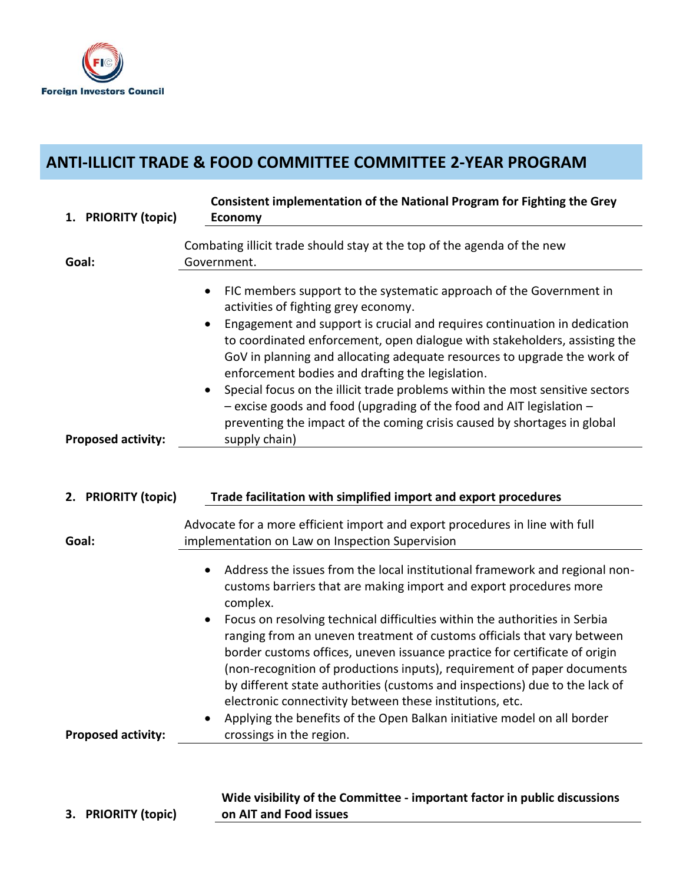Foreign Investors Council

# ANTI-ILLICIT TRADE & FOOD COMMITTEE COMMITTEE 2-YEAR PROGRAM

| | |
|---|---|
| **1. PRIORITY (topic)** | **Consistent implementation of the National Program for Fighting the Grey Economy** |
| **Goal:** | Combating illicit trade should stay at the top of the agenda of the new Government. |
| **Proposed activity:** | • FIC members support to the systematic approach of the Government in activities of fighting grey economy.<br>• Engagement and support is crucial and requires continuation in dedication to coordinated enforcement, open dialogue with stakeholders, assisting the GoV in planning and allocating adequate resources to upgrade the work of enforcement bodies and drafting the legislation.<br>• Special focus on the illicit trade problems within the most sensitive sectors – excise goods and food (upgrading of the food and AIT legislation – preventing the impact of the coming crisis caused by shortages in global supply chain) |

| | |
|---|---|
| **2. PRIORITY (topic)** | **Trade facilitation with simplified import and export procedures** |
| **Goal:** | Advocate for a more efficient import and export procedures in line with full implementation on Law on Inspection Supervision |
| **Proposed activity:** | • Address the issues from the local institutional framework and regional non-customs barriers that are making import and export procedures more complex.<br>• Focus on resolving technical difficulties within the authorities in Serbia ranging from an uneven treatment of customs officials that vary between border customs offices, uneven issuance practice for certificate of origin (non-recognition of productions inputs), requirement of paper documents by different state authorities (customs and inspections) due to the lack of electronic connectivity between these institutions, etc.<br>• Applying the benefits of the Open Balkan initiative model on all border crossings in the region. |

| | |
|---|---|
| **3. PRIORITY (topic)** | **Wide visibility of the Committee - important factor in public discussions on AIT and Food issues** |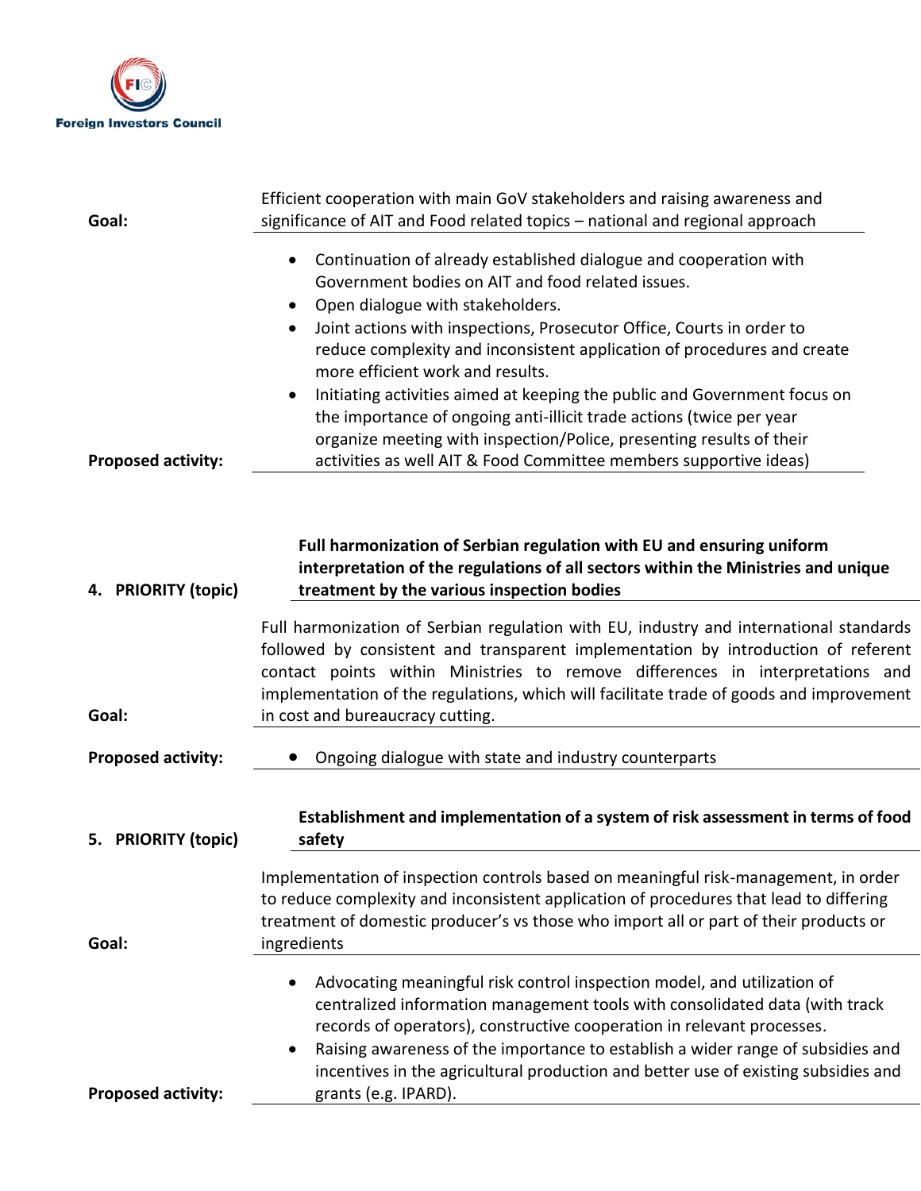| | |
|---|---|
| **Goal:** | Efficient cooperation with main GoV stakeholders and raising awareness and significance of AIT and Food related topics – national and regional approach |
| **Proposed activity:** | • Continuation of already established dialogue and cooperation with Government bodies on AIT and food related issues.<br>• Open dialogue with stakeholders.<br>• Joint actions with inspections, Prosecutor Office, Courts in order to reduce complexity and inconsistent application of procedures and create more efficient work and results.<br>• Initiating activities aimed at keeping the public and Government focus on the importance of ongoing anti-illicit trade actions (twice per year organize meeting with inspection/Police, presenting results of their activities as well AIT & Food Committee members supportive ideas) |

| | |
|---|---|
| **4. PRIORITY (topic)** | **Full harmonization of Serbian regulation with EU and ensuring uniform interpretation of the regulations of all sectors within the Ministries and unique treatment by the various inspection bodies** |
| **Goal:** | Full harmonization of Serbian regulation with EU, industry and international standards followed by consistent and transparent implementation by introduction of referent contact points within Ministries to remove differences in interpretations and implementation of the regulations, which will facilitate trade of goods and improvement in cost and bureaucracy cutting. |
| **Proposed activity:** | • Ongoing dialogue with state and industry counterparts |

| | |
|---|---|
| **5. PRIORITY (topic)** | **Establishment and implementation of a system of risk assessment in terms of food safety** |
| **Goal:** | Implementation of inspection controls based on meaningful risk-management, in order to reduce complexity and inconsistent application of procedures that lead to differing treatment of domestic producer's vs those who import all or part of their products or ingredients |
| **Proposed activity:** | • Advocating meaningful risk control inspection model, and utilization of centralized information management tools with consolidated data (with track records of operators), constructive cooperation in relevant processes.<br>• Raising awareness of the importance to establish a wider range of subsidies and incentives in the agricultural production and better use of existing subsidies and grants (e.g. IPARD). |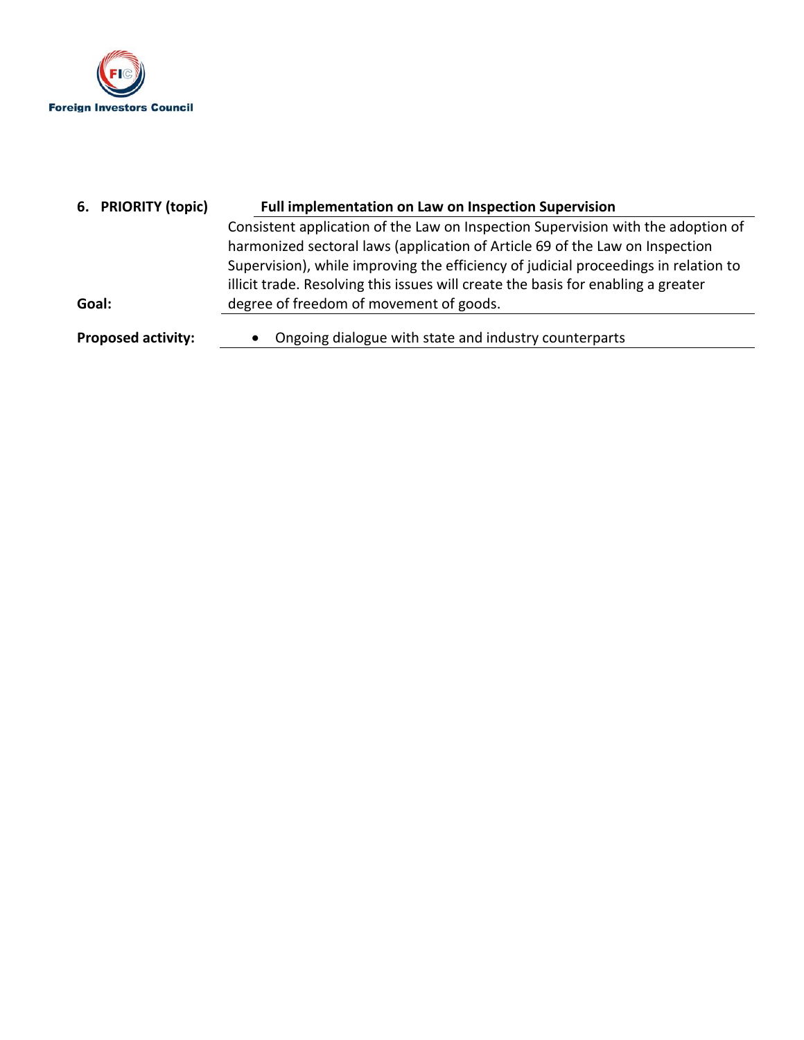| | |
|---|---|
| **6. PRIORITY (topic)** | **Full implementation on Law on Inspection Supervision** |
| **Goal:** | Consistent application of the Law on Inspection Supervision with the adoption of harmonized sectoral laws (application of Article 69 of the Law on Inspection Supervision), while improving the efficiency of judicial proceedings in relation to illicit trade. Resolving this issues will create the basis for enabling a greater degree of freedom of movement of goods. |
| **Proposed activity:** | • Ongoing dialogue with state and industry counterparts |